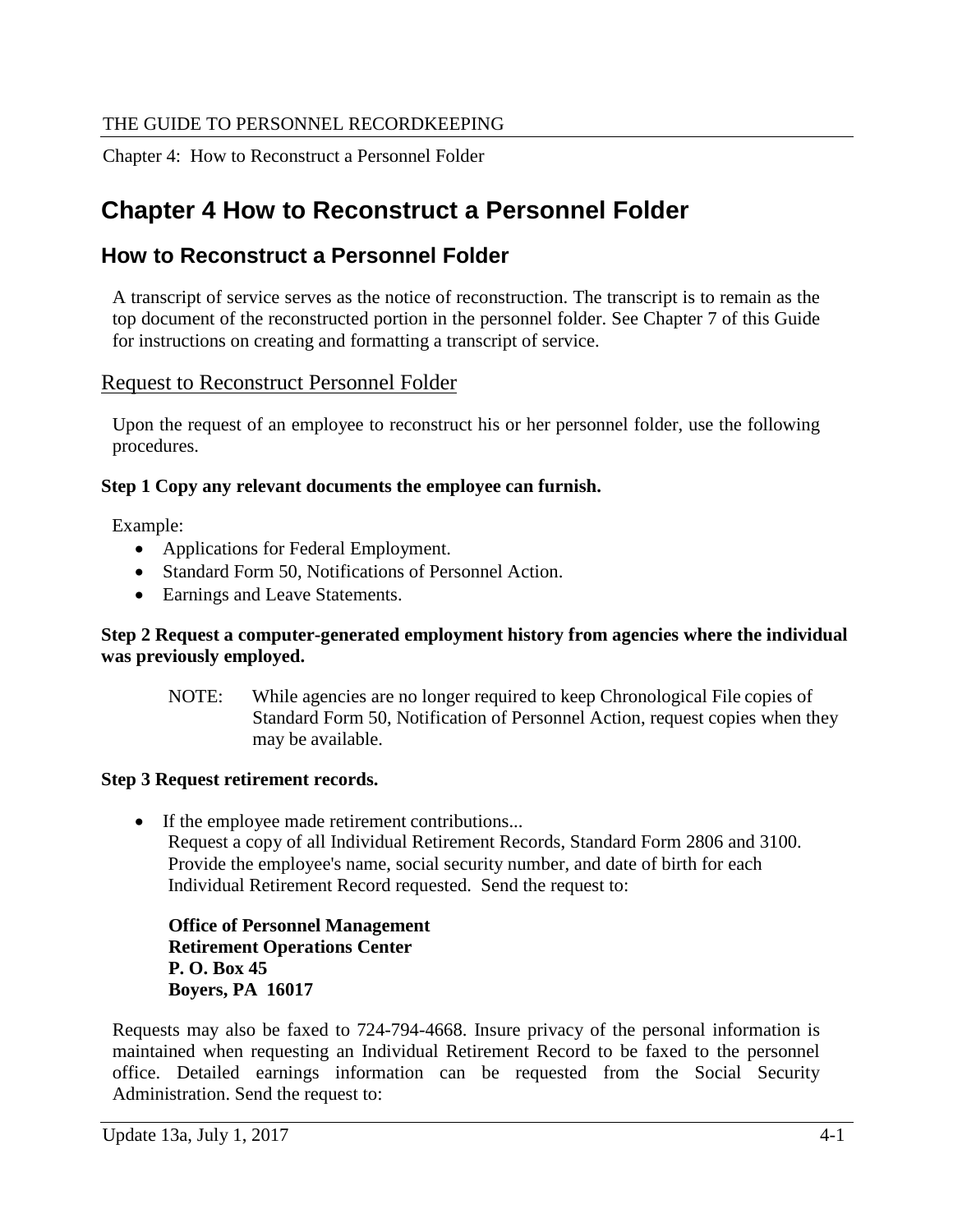# Chapter 4 How to Reconstruct a Personnel Folder

## How to Reconstruct a Personnel Folder

A transcript of service serves as the notice of reconstruction. The transcript is to remain as the top document of the reconstructed portion in the personnel folder. See Chapter 7 of this Guide for instructions on creating and formatting a transcript of service.

### Request to Reconstruct Personnel Folder

Upon the request of an employee to reconstruct his or her personnel folder, use the following procedures.

**Step 1 Copy any relevant documents the employee can furnish.**

Example:

- Applications for Federal Employment.
- Standard Form 50, Notifications of Personnel Action.
- Earnings and Leave Statements.

**Step 2 Request a computer-generated employment history from agencies where the individual was previously employed.**

NOTE: While agencies are no longer required to keep Chronological File copies of Standard Form 50, Notification of Personnel Action, request copies when they may be available.

**Step 3 Request retirement records.**

- If the employee made retirement contributions...
  Request a copy of all Individual Retirement Records, Standard Form 2806 and 3100. Provide the employee's name, social security number, and date of birth for each Individual Retirement Record requested. Send the request to:

  **Office of Personnel Management**
  **Retirement Operations Center**
  **P. O. Box 45**
  **Boyers, PA 16017**

Requests may also be faxed to 724-794-4668. Insure privacy of the personal information is maintained when requesting an Individual Retirement Record to be faxed to the personnel office. Detailed earnings information can be requested from the Social Security Administration. Send the request to: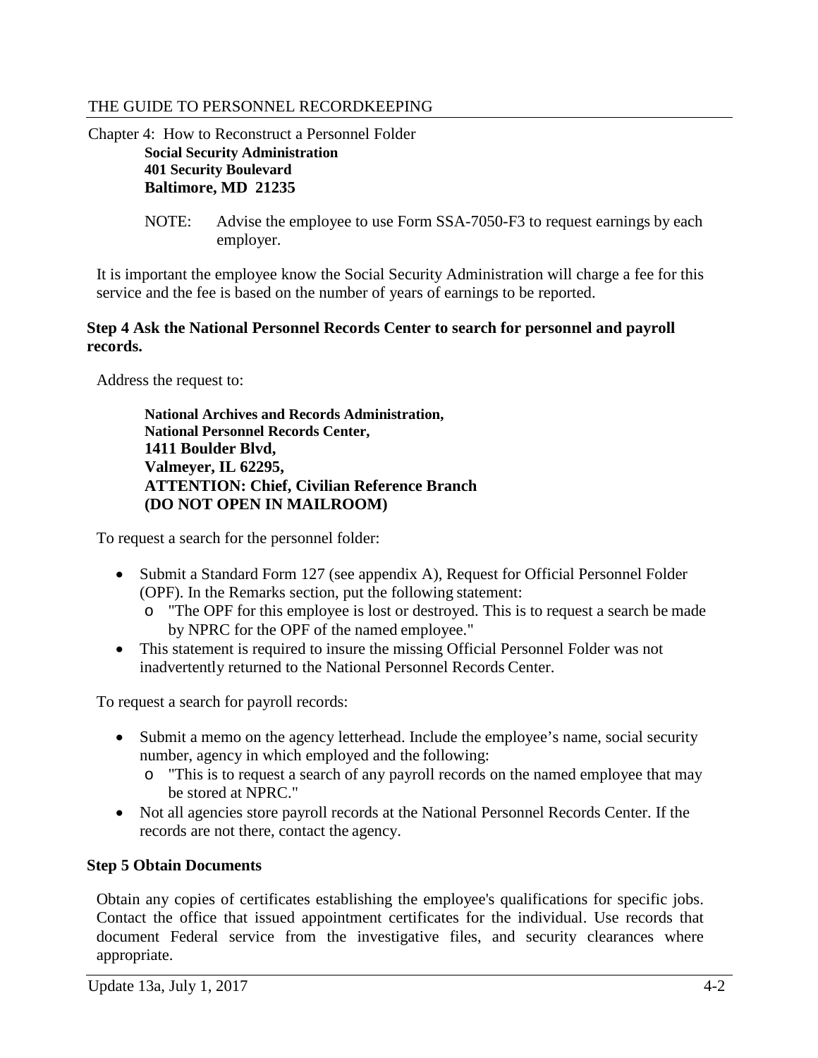**Social Security Administration**
**401 Security Boulevard**
**Baltimore, MD 21235**

NOTE: Advise the employee to use Form SSA-7050-F3 to request earnings by each employer.

It is important the employee know the Social Security Administration will charge a fee for this service and the fee is based on the number of years of earnings to be reported.

**Step 4 Ask the National Personnel Records Center to search for personnel and payroll records.**

Address the request to:

**National Archives and Records Administration,**
**National Personnel Records Center,**
**1411 Boulder Blvd,**
**Valmeyer, IL 62295,**
**ATTENTION: Chief, Civilian Reference Branch**
**(DO NOT OPEN IN MAILROOM)**

To request a search for the personnel folder:

- Submit a Standard Form 127 (see appendix A), Request for Official Personnel Folder (OPF). In the Remarks section, put the following statement:
  - "The OPF for this employee is lost or destroyed. This is to request a search be made by NPRC for the OPF of the named employee."
- This statement is required to insure the missing Official Personnel Folder was not inadvertently returned to the National Personnel Records Center.

To request a search for payroll records:

- Submit a memo on the agency letterhead. Include the employee's name, social security number, agency in which employed and the following:
  - "This is to request a search of any payroll records on the named employee that may be stored at NPRC."
- Not all agencies store payroll records at the National Personnel Records Center. If the records are not there, contact the agency.

**Step 5 Obtain Documents**

Obtain any copies of certificates establishing the employee's qualifications for specific jobs. Contact the office that issued appointment certificates for the individual. Use records that document Federal service from the investigative files, and security clearances where appropriate.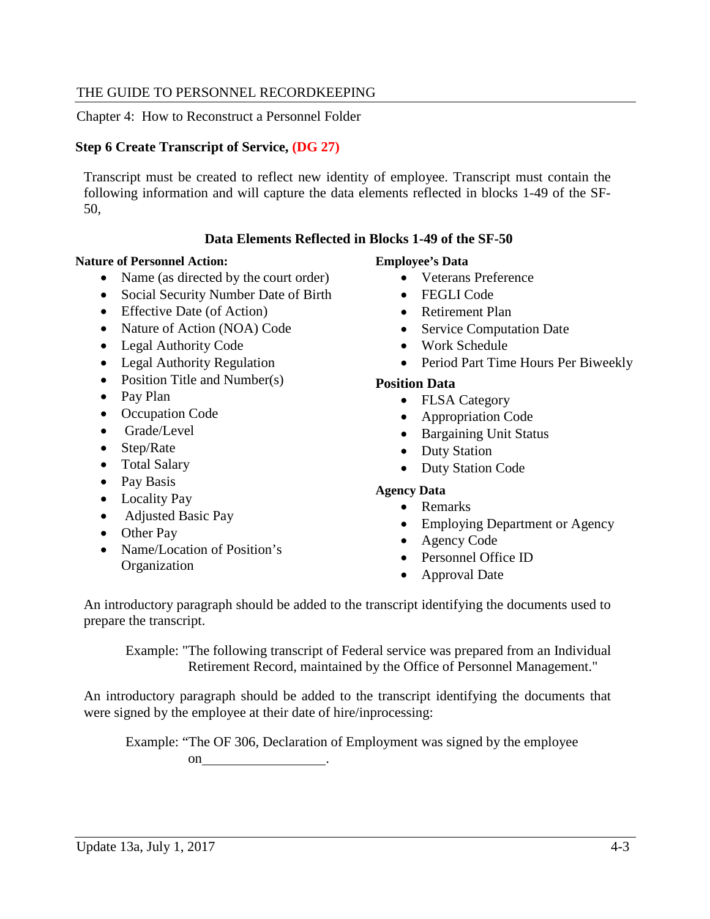Chapter 4: How to Reconstruct a Personnel Folder

### Step 6 Create Transcript of Service, (DG 27)

Transcript must be created to reflect new identity of employee. Transcript must contain the following information and will capture the data elements reflected in blocks 1-49 of the SF-50,

**Data Elements Reflected in Blocks 1-49 of the SF-50**

**Nature of Personnel Action:**

- Name (as directed by the court order)
- Social Security Number Date of Birth
- Effective Date (of Action)
- Nature of Action (NOA) Code
- Legal Authority Code
- Legal Authority Regulation
- Position Title and Number(s)
- Pay Plan
- Occupation Code
- Grade/Level
- Step/Rate
- Total Salary
- Pay Basis
- Locality Pay
- Adjusted Basic Pay
- Other Pay
- Name/Location of Position's Organization

**Employee's Data**

- Veterans Preference
- FEGLI Code
- Retirement Plan
- Service Computation Date
- Work Schedule
- Period Part Time Hours Per Biweekly

**Position Data**

- FLSA Category
- Appropriation Code
- Bargaining Unit Status
- Duty Station
- Duty Station Code

**Agency Data**

- Remarks
- Employing Department or Agency
- Agency Code
- Personnel Office ID
- Approval Date

An introductory paragraph should be added to the transcript identifying the documents used to prepare the transcript.

> Example: "The following transcript of Federal service was prepared from an Individual Retirement Record, maintained by the Office of Personnel Management."

An introductory paragraph should be added to the transcript identifying the documents that were signed by the employee at their date of hire/inprocessing:

> Example: "The OF 306, Declaration of Employment was signed by the employee on__________________.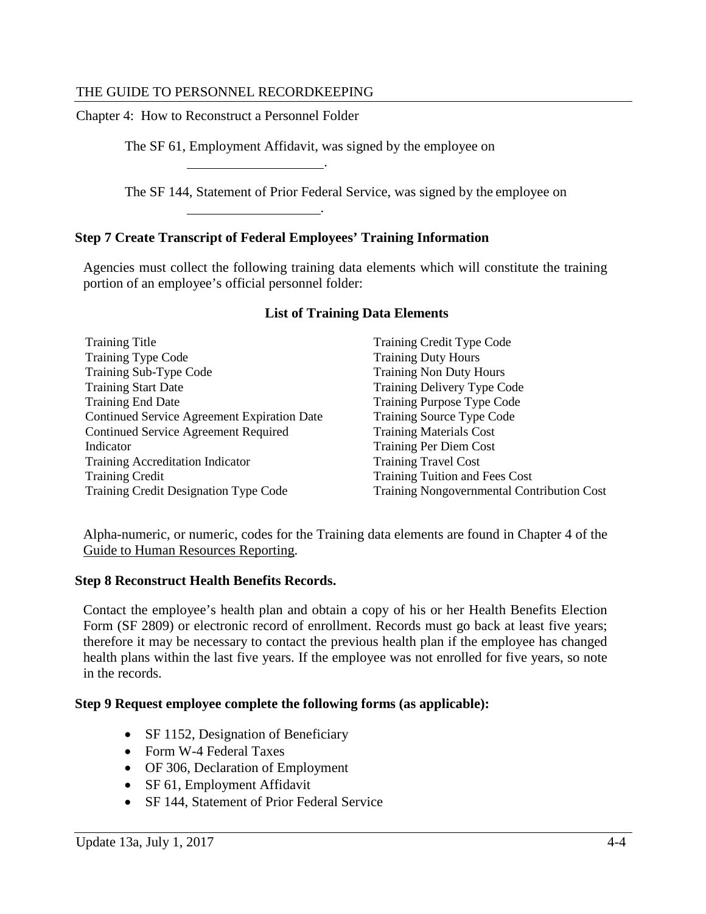The SF 61, Employment Affidavit, was signed by the employee on ____________________.

The SF 144, Statement of Prior Federal Service, was signed by the employee on ____________________.

**Step 7 Create Transcript of Federal Employees' Training Information**

Agencies must collect the following training data elements which will constitute the training portion of an employee's official personnel folder:

**List of Training Data Elements**

| | |
|---|---|
| Training Title | Training Credit Type Code |
| Training Type Code | Training Duty Hours |
| Training Sub-Type Code | Training Non Duty Hours |
| Training Start Date | Training Delivery Type Code |
| Training End Date | Training Purpose Type Code |
| Continued Service Agreement Expiration Date | Training Source Type Code |
| Continued Service Agreement Required Indicator | Training Materials Cost |
| Training Accreditation Indicator | Training Per Diem Cost |
| Training Credit | Training Travel Cost |
| Training Credit Designation Type Code | Training Tuition and Fees Cost |
| | Training Nongovernmental Contribution Cost |

Alpha-numeric, or numeric, codes for the Training data elements are found in Chapter 4 of the Guide to Human Resources Reporting.

**Step 8 Reconstruct Health Benefits Records.**

Contact the employee's health plan and obtain a copy of his or her Health Benefits Election Form (SF 2809) or electronic record of enrollment. Records must go back at least five years; therefore it may be necessary to contact the previous health plan if the employee has changed health plans within the last five years. If the employee was not enrolled for five years, so note in the records.

**Step 9 Request employee complete the following forms (as applicable):**

- SF 1152, Designation of Beneficiary
- Form W-4 Federal Taxes
- OF 306, Declaration of Employment
- SF 61, Employment Affidavit
- SF 144, Statement of Prior Federal Service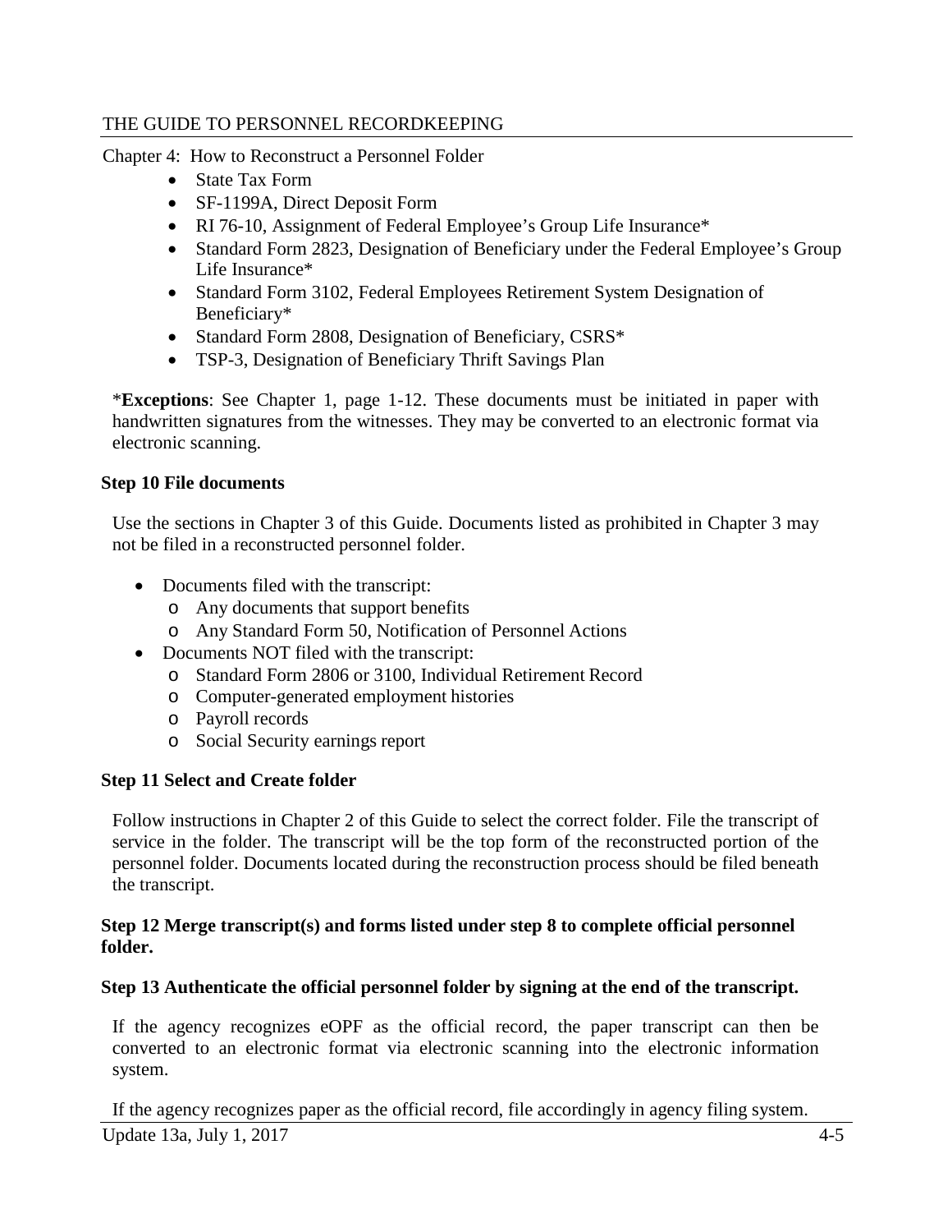- State Tax Form
- SF-1199A, Direct Deposit Form
- RI 76-10, Assignment of Federal Employee's Group Life Insurance*
- Standard Form 2823, Designation of Beneficiary under the Federal Employee's Group Life Insurance*
- Standard Form 3102, Federal Employees Retirement System Designation of Beneficiary*
- Standard Form 2808, Designation of Beneficiary, CSRS*
- TSP-3, Designation of Beneficiary Thrift Savings Plan

***Exceptions**: See Chapter 1, page 1-12. These documents must be initiated in paper with handwritten signatures from the witnesses. They may be converted to an electronic format via electronic scanning.

**Step 10 File documents**

Use the sections in Chapter 3 of this Guide. Documents listed as prohibited in Chapter 3 may not be filed in a reconstructed personnel folder.

- Documents filed with the transcript:
  - Any documents that support benefits
  - Any Standard Form 50, Notification of Personnel Actions
- Documents NOT filed with the transcript:
  - Standard Form 2806 or 3100, Individual Retirement Record
  - Computer-generated employment histories
  - Payroll records
  - Social Security earnings report

**Step 11 Select and Create folder**

Follow instructions in Chapter 2 of this Guide to select the correct folder. File the transcript of service in the folder. The transcript will be the top form of the reconstructed portion of the personnel folder. Documents located during the reconstruction process should be filed beneath the transcript.

**Step 12 Merge transcript(s) and forms listed under step 8 to complete official personnel folder.**

**Step 13 Authenticate the official personnel folder by signing at the end of the transcript.**

If the agency recognizes eOPF as the official record, the paper transcript can then be converted to an electronic format via electronic scanning into the electronic information system.

If the agency recognizes paper as the official record, file accordingly in agency filing system.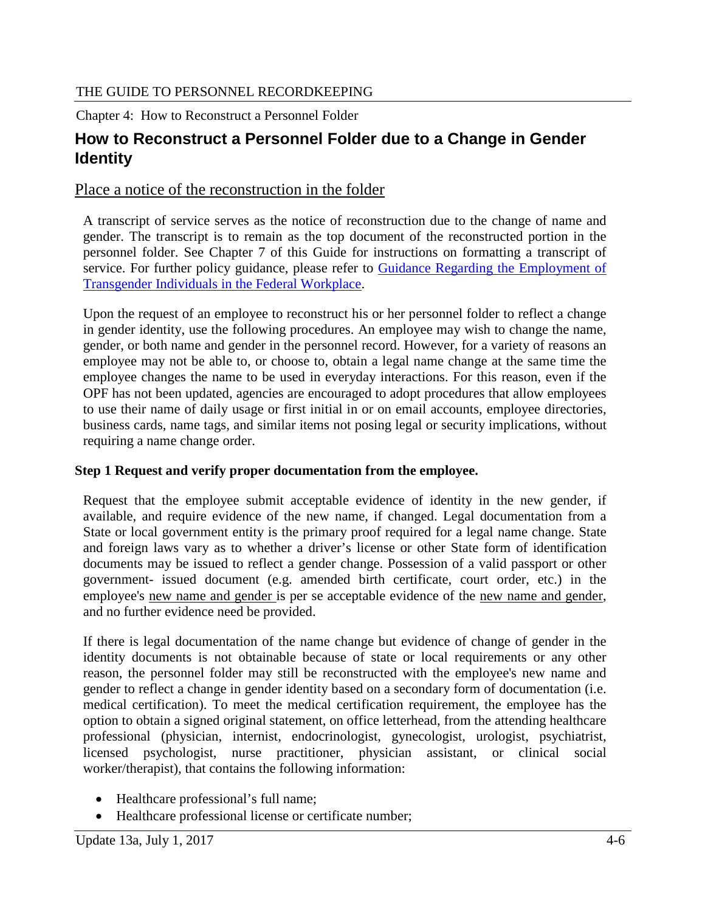Chapter 4: How to Reconstruct a Personnel Folder

## How to Reconstruct a Personnel Folder due to a Change in Gender Identity

### Place a notice of the reconstruction in the folder

A transcript of service serves as the notice of reconstruction due to the change of name and gender. The transcript is to remain as the top document of the reconstructed portion in the personnel folder. See Chapter 7 of this Guide for instructions on formatting a transcript of service. For further policy guidance, please refer to [Guidance Regarding the Employment of Transgender Individuals in the Federal Workplace].

Upon the request of an employee to reconstruct his or her personnel folder to reflect a change in gender identity, use the following procedures. An employee may wish to change the name, gender, or both name and gender in the personnel record. However, for a variety of reasons an employee may not be able to, or choose to, obtain a legal name change at the same time the employee changes the name to be used in everyday interactions. For this reason, even if the OPF has not been updated, agencies are encouraged to adopt procedures that allow employees to use their name of daily usage or first initial in or on email accounts, employee directories, business cards, name tags, and similar items not posing legal or security implications, without requiring a name change order.

**Step 1 Request and verify proper documentation from the employee.**

Request that the employee submit acceptable evidence of identity in the new gender, if available, and require evidence of the new name, if changed. Legal documentation from a State or local government entity is the primary proof required for a legal name change. State and foreign laws vary as to whether a driver's license or other State form of identification documents may be issued to reflect a gender change. Possession of a valid passport or other government- issued document (e.g. amended birth certificate, court order, etc.) in the employee's new name and gender is per se acceptable evidence of the new name and gender, and no further evidence need be provided.

If there is legal documentation of the name change but evidence of change of gender in the identity documents is not obtainable because of state or local requirements or any other reason, the personnel folder may still be reconstructed with the employee's new name and gender to reflect a change in gender identity based on a secondary form of documentation (i.e. medical certification). To meet the medical certification requirement, the employee has the option to obtain a signed original statement, on office letterhead, from the attending healthcare professional (physician, internist, endocrinologist, gynecologist, urologist, psychiatrist, licensed psychologist, nurse practitioner, physician assistant, or clinical social worker/therapist), that contains the following information:

- Healthcare professional's full name;
- Healthcare professional license or certificate number;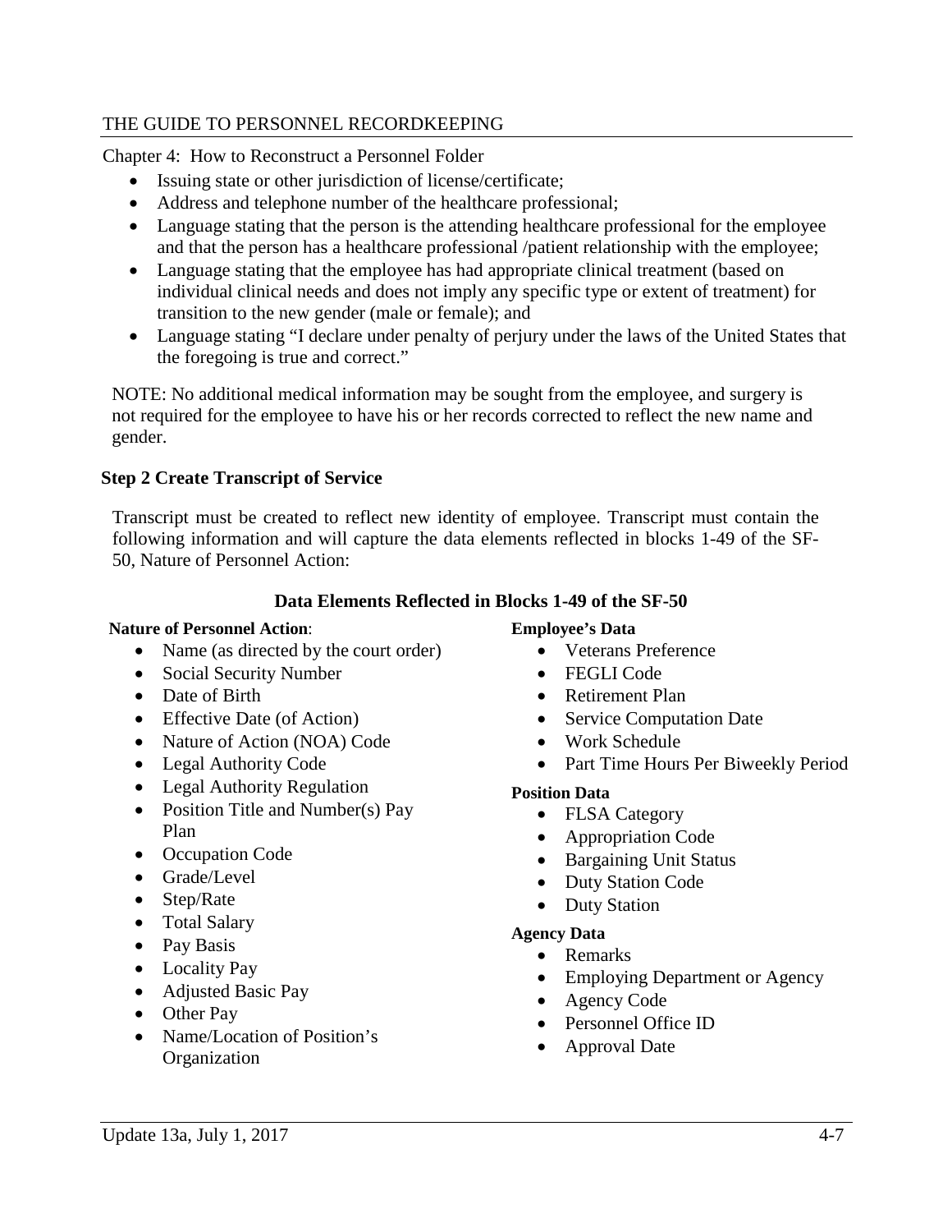- Issuing state or other jurisdiction of license/certificate;
- Address and telephone number of the healthcare professional;
- Language stating that the person is the attending healthcare professional for the employee and that the person has a healthcare professional /patient relationship with the employee;
- Language stating that the employee has had appropriate clinical treatment (based on individual clinical needs and does not imply any specific type or extent of treatment) for transition to the new gender (male or female); and
- Language stating "I declare under penalty of perjury under the laws of the United States that the foregoing is true and correct."

NOTE: No additional medical information may be sought from the employee, and surgery is not required for the employee to have his or her records corrected to reflect the new name and gender.

**Step 2 Create Transcript of Service**

Transcript must be created to reflect new identity of employee. Transcript must contain the following information and will capture the data elements reflected in blocks 1-49 of the SF-50, Nature of Personnel Action:

**Data Elements Reflected in Blocks 1-49 of the SF-50**

**Nature of Personnel Action**:

- Name (as directed by the court order)
- Social Security Number
- Date of Birth
- Effective Date (of Action)
- Nature of Action (NOA) Code
- Legal Authority Code
- Legal Authority Regulation
- Position Title and Number(s) Pay Plan
- Occupation Code
- Grade/Level
- Step/Rate
- Total Salary
- Pay Basis
- Locality Pay
- Adjusted Basic Pay
- Other Pay
- Name/Location of Position's Organization

**Employee's Data**

- Veterans Preference
- FEGLI Code
- Retirement Plan
- Service Computation Date
- Work Schedule
- Part Time Hours Per Biweekly Period

**Position Data**

- FLSA Category
- Appropriation Code
- Bargaining Unit Status
- Duty Station Code
- Duty Station

**Agency Data**

- Remarks
- Employing Department or Agency
- Agency Code
- Personnel Office ID
- Approval Date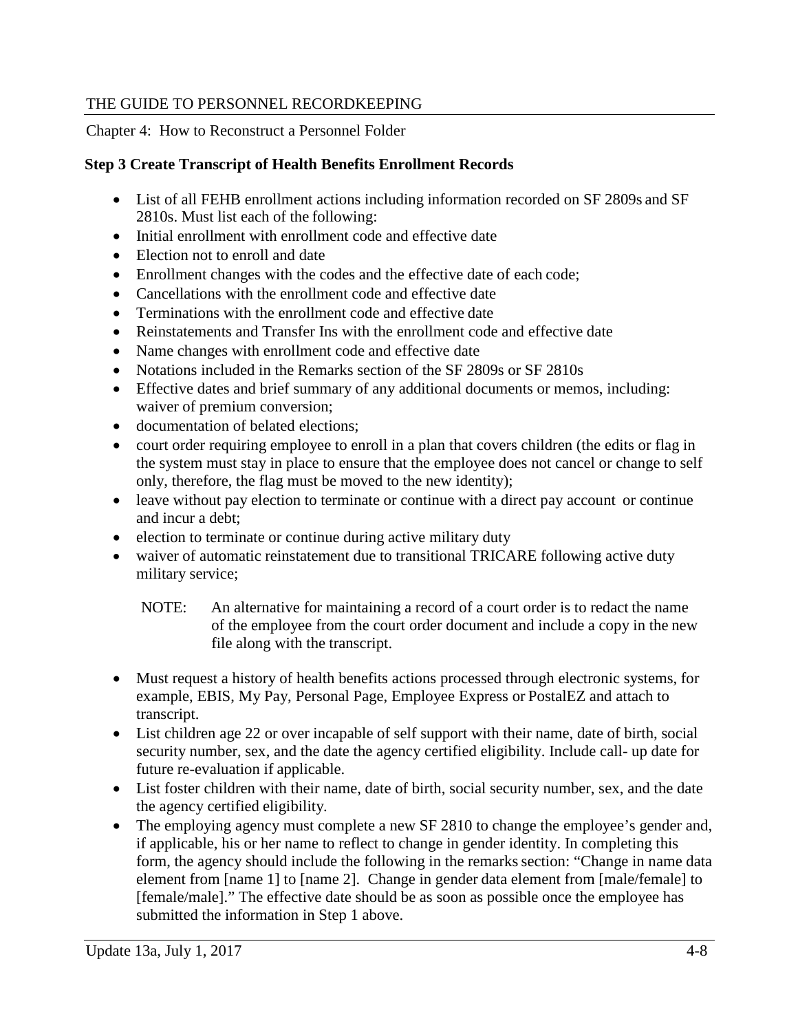### Step 3 Create Transcript of Health Benefits Enrollment Records

- List of all FEHB enrollment actions including information recorded on SF 2809s and SF 2810s. Must list each of the following:
- Initial enrollment with enrollment code and effective date
- Election not to enroll and date
- Enrollment changes with the codes and the effective date of each code;
- Cancellations with the enrollment code and effective date
- Terminations with the enrollment code and effective date
- Reinstatements and Transfer Ins with the enrollment code and effective date
- Name changes with enrollment code and effective date
- Notations included in the Remarks section of the SF 2809s or SF 2810s
- Effective dates and brief summary of any additional documents or memos, including: waiver of premium conversion;
- documentation of belated elections;
- court order requiring employee to enroll in a plan that covers children (the edits or flag in the system must stay in place to ensure that the employee does not cancel or change to self only, therefore, the flag must be moved to the new identity);
- leave without pay election to terminate or continue with a direct pay account or continue and incur a debt;
- election to terminate or continue during active military duty
- waiver of automatic reinstatement due to transitional TRICARE following active duty military service;

  NOTE: An alternative for maintaining a record of a court order is to redact the name of the employee from the court order document and include a copy in the new file along with the transcript.

- Must request a history of health benefits actions processed through electronic systems, for example, EBIS, My Pay, Personal Page, Employee Express or PostalEZ and attach to transcript.
- List children age 22 or over incapable of self support with their name, date of birth, social security number, sex, and the date the agency certified eligibility. Include call- up date for future re-evaluation if applicable.
- List foster children with their name, date of birth, social security number, sex, and the date the agency certified eligibility.
- The employing agency must complete a new SF 2810 to change the employee's gender and, if applicable, his or her name to reflect to change in gender identity. In completing this form, the agency should include the following in the remarks section: "Change in name data element from [name 1] to [name 2]. Change in gender data element from [male/female] to [female/male]." The effective date should be as soon as possible once the employee has submitted the information in Step 1 above.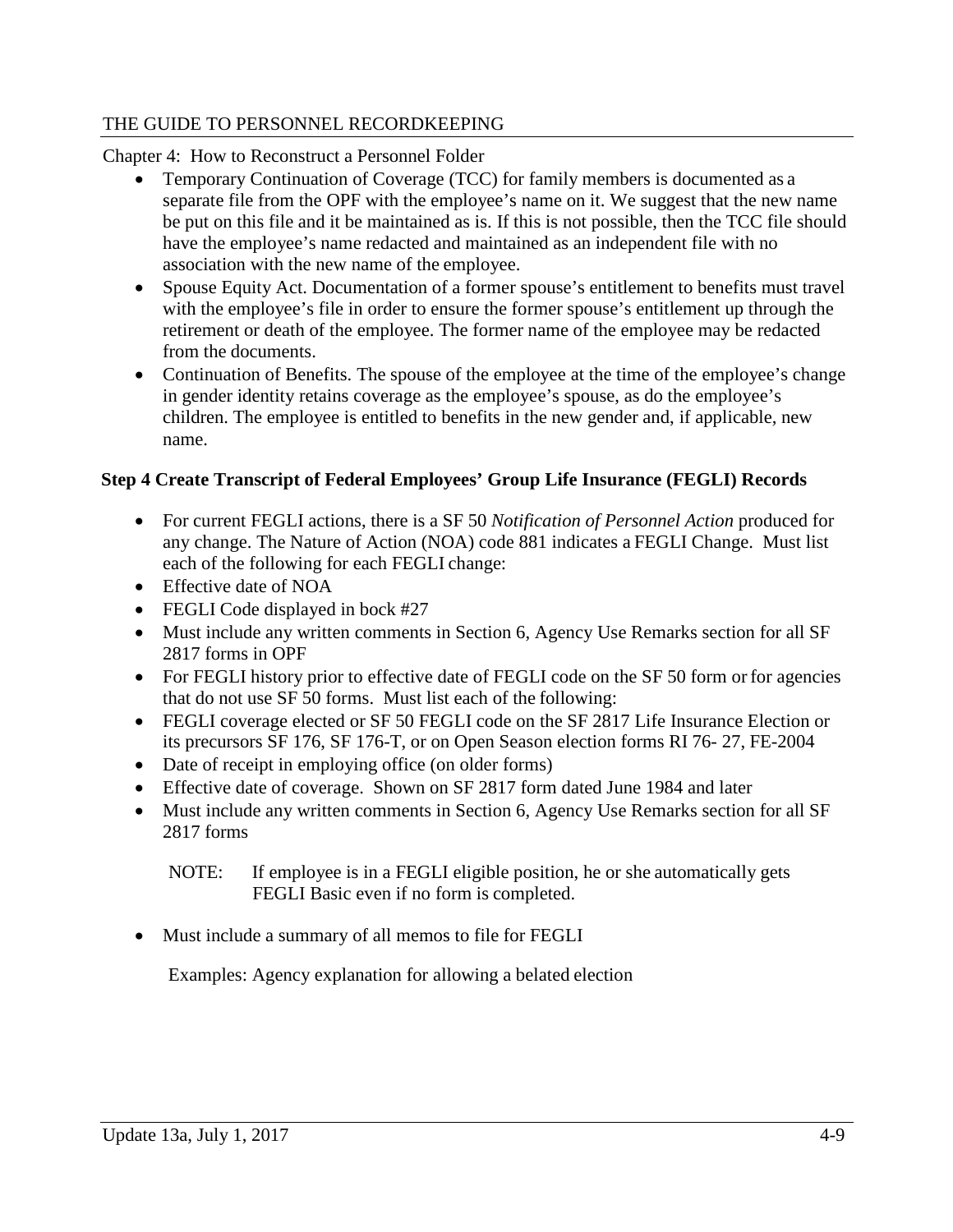Chapter 4: How to Reconstruct a Personnel Folder

- Temporary Continuation of Coverage (TCC) for family members is documented as a separate file from the OPF with the employee's name on it. We suggest that the new name be put on this file and it be maintained as is. If this is not possible, then the TCC file should have the employee's name redacted and maintained as an independent file with no association with the new name of the employee.
- Spouse Equity Act. Documentation of a former spouse's entitlement to benefits must travel with the employee's file in order to ensure the former spouse's entitlement up through the retirement or death of the employee. The former name of the employee may be redacted from the documents.
- Continuation of Benefits. The spouse of the employee at the time of the employee's change in gender identity retains coverage as the employee's spouse, as do the employee's children. The employee is entitled to benefits in the new gender and, if applicable, new name.

**Step 4 Create Transcript of Federal Employees' Group Life Insurance (FEGLI) Records**

- For current FEGLI actions, there is a SF 50 *Notification of Personnel Action* produced for any change. The Nature of Action (NOA) code 881 indicates a FEGLI Change. Must list each of the following for each FEGLI change:
- Effective date of NOA
- FEGLI Code displayed in bock #27
- Must include any written comments in Section 6, Agency Use Remarks section for all SF 2817 forms in OPF
- For FEGLI history prior to effective date of FEGLI code on the SF 50 form or for agencies that do not use SF 50 forms. Must list each of the following:
- FEGLI coverage elected or SF 50 FEGLI code on the SF 2817 Life Insurance Election or its precursors SF 176, SF 176-T, or on Open Season election forms RI 76- 27, FE-2004
- Date of receipt in employing office (on older forms)
- Effective date of coverage. Shown on SF 2817 form dated June 1984 and later
- Must include any written comments in Section 6, Agency Use Remarks section for all SF 2817 forms

  NOTE: If employee is in a FEGLI eligible position, he or she automatically gets FEGLI Basic even if no form is completed.

- Must include a summary of all memos to file for FEGLI

  Examples: Agency explanation for allowing a belated election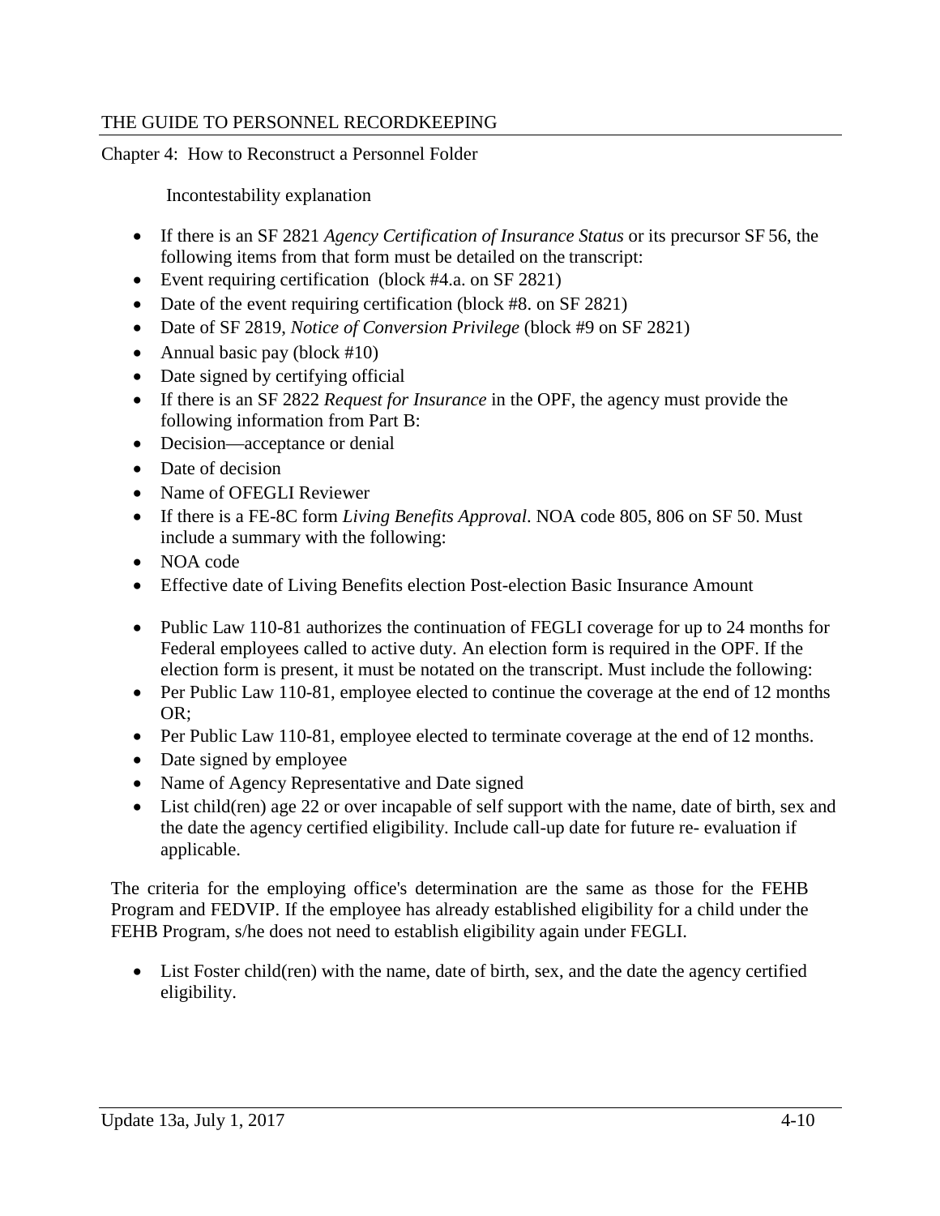Incontestability explanation

- If there is an SF 2821 *Agency Certification of Insurance Status* or its precursor SF 56, the following items from that form must be detailed on the transcript:
- Event requiring certification (block #4.a. on SF 2821)
- Date of the event requiring certification (block #8. on SF 2821)
- Date of SF 2819, *Notice of Conversion Privilege* (block #9 on SF 2821)
- Annual basic pay (block #10)
- Date signed by certifying official
- If there is an SF 2822 *Request for Insurance* in the OPF, the agency must provide the following information from Part B:
- Decision—acceptance or denial
- Date of decision
- Name of OFEGLI Reviewer
- If there is a FE-8C form *Living Benefits Approval*. NOA code 805, 806 on SF 50. Must include a summary with the following:
- NOA code
- Effective date of Living Benefits election Post-election Basic Insurance Amount

- Public Law 110-81 authorizes the continuation of FEGLI coverage for up to 24 months for Federal employees called to active duty. An election form is required in the OPF. If the election form is present, it must be notated on the transcript. Must include the following:
- Per Public Law 110-81, employee elected to continue the coverage at the end of 12 months OR;
- Per Public Law 110-81, employee elected to terminate coverage at the end of 12 months.
- Date signed by employee
- Name of Agency Representative and Date signed
- List child(ren) age 22 or over incapable of self support with the name, date of birth, sex and the date the agency certified eligibility. Include call-up date for future re- evaluation if applicable.

The criteria for the employing office's determination are the same as those for the FEHB Program and FEDVIP. If the employee has already established eligibility for a child under the FEHB Program, s/he does not need to establish eligibility again under FEGLI.

- List Foster child(ren) with the name, date of birth, sex, and the date the agency certified eligibility.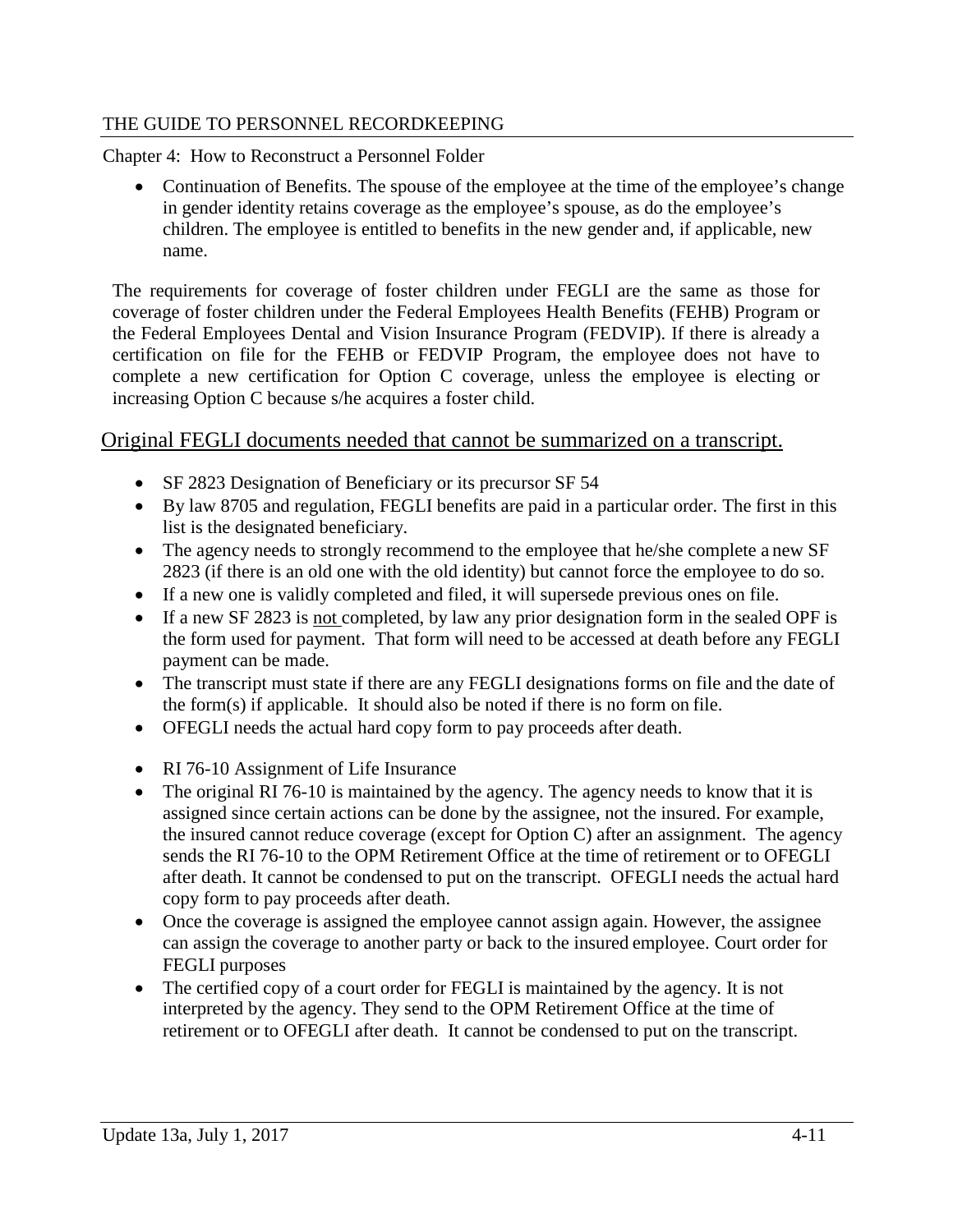- Continuation of Benefits. The spouse of the employee at the time of the employee's change in gender identity retains coverage as the employee's spouse, as do the employee's children. The employee is entitled to benefits in the new gender and, if applicable, new name.

The requirements for coverage of foster children under FEGLI are the same as those for coverage of foster children under the Federal Employees Health Benefits (FEHB) Program or the Federal Employees Dental and Vision Insurance Program (FEDVIP). If there is already a certification on file for the FEHB or FEDVIP Program, the employee does not have to complete a new certification for Option C coverage, unless the employee is electing or increasing Option C because s/he acquires a foster child.

## Original FEGLI documents needed that cannot be summarized on a transcript.

- SF 2823 Designation of Beneficiary or its precursor SF 54
- By law 8705 and regulation, FEGLI benefits are paid in a particular order. The first in this list is the designated beneficiary.
- The agency needs to strongly recommend to the employee that he/she complete a new SF 2823 (if there is an old one with the old identity) but cannot force the employee to do so.
- If a new one is validly completed and filed, it will supersede previous ones on file.
- If a new SF 2823 is <u>not</u> completed, by law any prior designation form in the sealed OPF is the form used for payment. That form will need to be accessed at death before any FEGLI payment can be made.
- The transcript must state if there are any FEGLI designations forms on file and the date of the form(s) if applicable. It should also be noted if there is no form on file.
- OFEGLI needs the actual hard copy form to pay proceeds after death.

- RI 76-10 Assignment of Life Insurance
- The original RI 76-10 is maintained by the agency. The agency needs to know that it is assigned since certain actions can be done by the assignee, not the insured. For example, the insured cannot reduce coverage (except for Option C) after an assignment. The agency sends the RI 76-10 to the OPM Retirement Office at the time of retirement or to OFEGLI after death. It cannot be condensed to put on the transcript. OFEGLI needs the actual hard copy form to pay proceeds after death.
- Once the coverage is assigned the employee cannot assign again. However, the assignee can assign the coverage to another party or back to the insured employee. Court order for FEGLI purposes
- The certified copy of a court order for FEGLI is maintained by the agency. It is not interpreted by the agency. They send to the OPM Retirement Office at the time of retirement or to OFEGLI after death. It cannot be condensed to put on the transcript.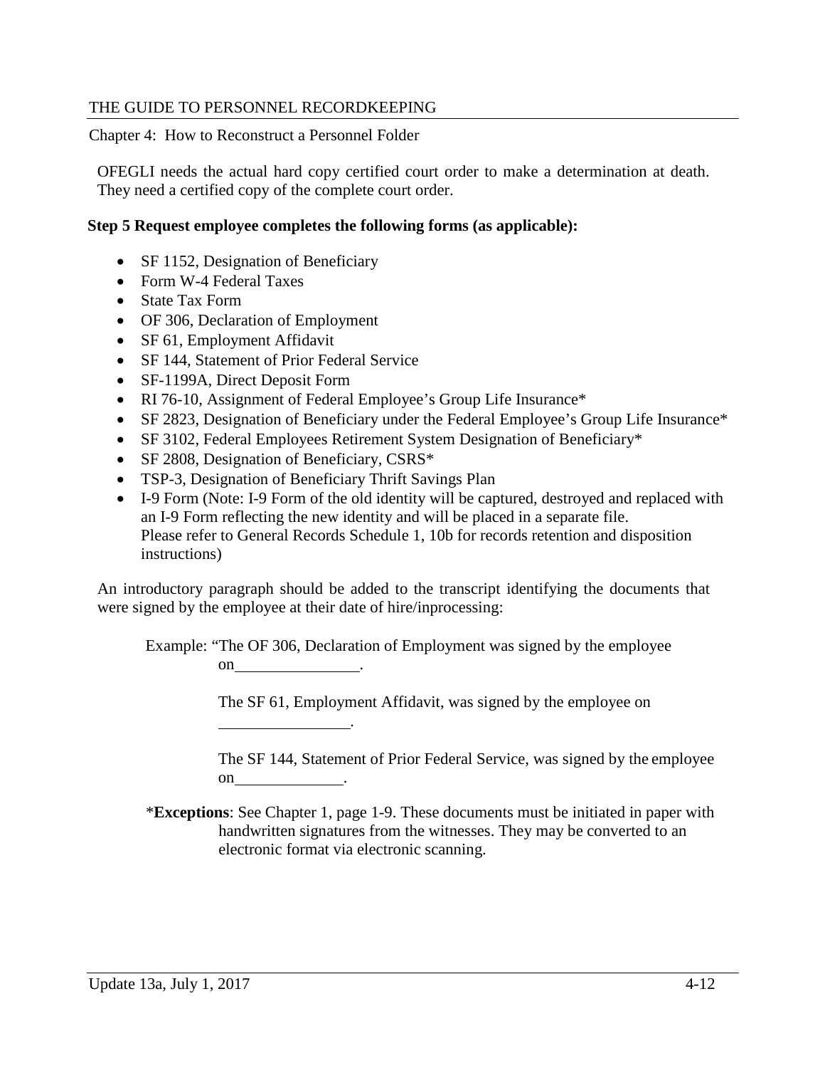OFEGLI needs the actual hard copy certified court order to make a determination at death. They need a certified copy of the complete court order.

**Step 5 Request employee completes the following forms (as applicable):**

- SF 1152, Designation of Beneficiary
- Form W-4 Federal Taxes
- State Tax Form
- OF 306, Declaration of Employment
- SF 61, Employment Affidavit
- SF 144, Statement of Prior Federal Service
- SF-1199A, Direct Deposit Form
- RI 76-10, Assignment of Federal Employee's Group Life Insurance*
- SF 2823, Designation of Beneficiary under the Federal Employee's Group Life Insurance*
- SF 3102, Federal Employees Retirement System Designation of Beneficiary*
- SF 2808, Designation of Beneficiary, CSRS*
- TSP-3, Designation of Beneficiary Thrift Savings Plan
- I-9 Form (Note: I-9 Form of the old identity will be captured, destroyed and replaced with an I-9 Form reflecting the new identity and will be placed in a separate file. Please refer to General Records Schedule 1, 10b for records retention and disposition instructions)

An introductory paragraph should be added to the transcript identifying the documents that were signed by the employee at their date of hire/inprocessing:

Example: "The OF 306, Declaration of Employment was signed by the employee on________________.

The SF 61, Employment Affidavit, was signed by the employee on ________________.

The SF 144, Statement of Prior Federal Service, was signed by the employee on______________.

*__Exceptions__: See Chapter 1, page 1-9. These documents must be initiated in paper with handwritten signatures from the witnesses. They may be converted to an electronic format via electronic scanning.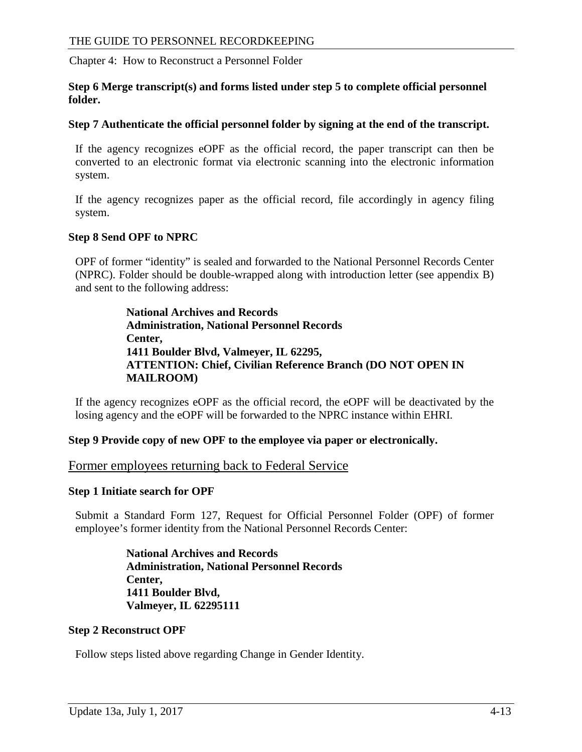**Step 6 Merge transcript(s) and forms listed under step 5 to complete official personnel folder.**

**Step 7 Authenticate the official personnel folder by signing at the end of the transcript.**

If the agency recognizes eOPF as the official record, the paper transcript can then be converted to an electronic format via electronic scanning into the electronic information system.

If the agency recognizes paper as the official record, file accordingly in agency filing system.

**Step 8 Send OPF to NPRC**

OPF of former "identity" is sealed and forwarded to the National Personnel Records Center (NPRC). Folder should be double-wrapped along with introduction letter (see appendix B) and sent to the following address:

> **National Archives and Records Administration, National Personnel Records Center,**
> **1411 Boulder Blvd, Valmeyer, IL 62295,**
> **ATTENTION: Chief, Civilian Reference Branch (DO NOT OPEN IN MAILROOM)**

If the agency recognizes eOPF as the official record, the eOPF will be deactivated by the losing agency and the eOPF will be forwarded to the NPRC instance within EHRI.

**Step 9 Provide copy of new OPF to the employee via paper or electronically.**

## Former employees returning back to Federal Service

**Step 1 Initiate search for OPF**

Submit a Standard Form 127, Request for Official Personnel Folder (OPF) of former employee's former identity from the National Personnel Records Center:

> **National Archives and Records Administration, National Personnel Records Center,**
> **1411 Boulder Blvd,**
> **Valmeyer, IL 62295111**

**Step 2 Reconstruct OPF**

Follow steps listed above regarding Change in Gender Identity.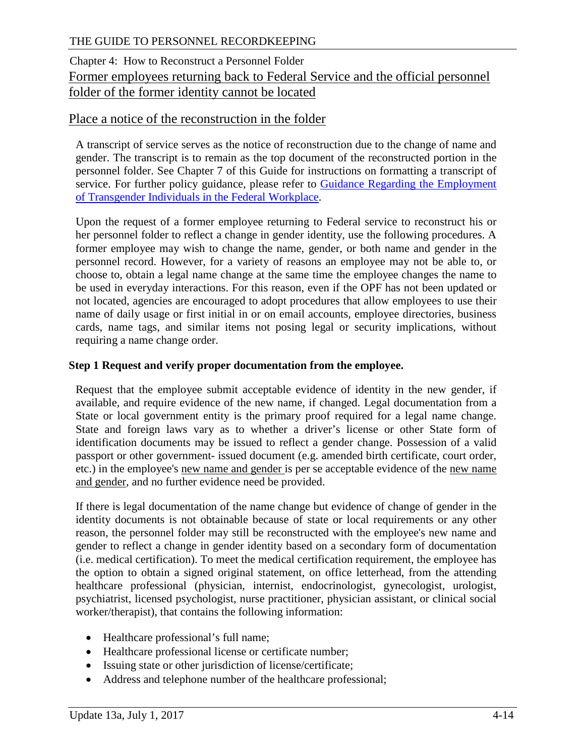Chapter 4: How to Reconstruct a Personnel Folder

## Former employees returning back to Federal Service and the official personnel folder of the former identity cannot be located

## Place a notice of the reconstruction in the folder

A transcript of service serves as the notice of reconstruction due to the change of name and gender. The transcript is to remain as the top document of the reconstructed portion in the personnel folder. See Chapter 7 of this Guide for instructions on formatting a transcript of service. For further policy guidance, please refer to Guidance Regarding the Employment of Transgender Individuals in the Federal Workplace.

Upon the request of a former employee returning to Federal service to reconstruct his or her personnel folder to reflect a change in gender identity, use the following procedures. A former employee may wish to change the name, gender, or both name and gender in the personnel record. However, for a variety of reasons an employee may not be able to, or choose to, obtain a legal name change at the same time the employee changes the name to be used in everyday interactions. For this reason, even if the OPF has not been updated or not located, agencies are encouraged to adopt procedures that allow employees to use their name of daily usage or first initial in or on email accounts, employee directories, business cards, name tags, and similar items not posing legal or security implications, without requiring a name change order.

**Step 1 Request and verify proper documentation from the employee.**

Request that the employee submit acceptable evidence of identity in the new gender, if available, and require evidence of the new name, if changed. Legal documentation from a State or local government entity is the primary proof required for a legal name change. State and foreign laws vary as to whether a driver's license or other State form of identification documents may be issued to reflect a gender change. Possession of a valid passport or other government- issued document (e.g. amended birth certificate, court order, etc.) in the employee's new name and gender is per se acceptable evidence of the new name and gender, and no further evidence need be provided.

If there is legal documentation of the name change but evidence of change of gender in the identity documents is not obtainable because of state or local requirements or any other reason, the personnel folder may still be reconstructed with the employee's new name and gender to reflect a change in gender identity based on a secondary form of documentation (i.e. medical certification). To meet the medical certification requirement, the employee has the option to obtain a signed original statement, on office letterhead, from the attending healthcare professional (physician, internist, endocrinologist, gynecologist, urologist, psychiatrist, licensed psychologist, nurse practitioner, physician assistant, or clinical social worker/therapist), that contains the following information:

- Healthcare professional's full name;
- Healthcare professional license or certificate number;
- Issuing state or other jurisdiction of license/certificate;
- Address and telephone number of the healthcare professional;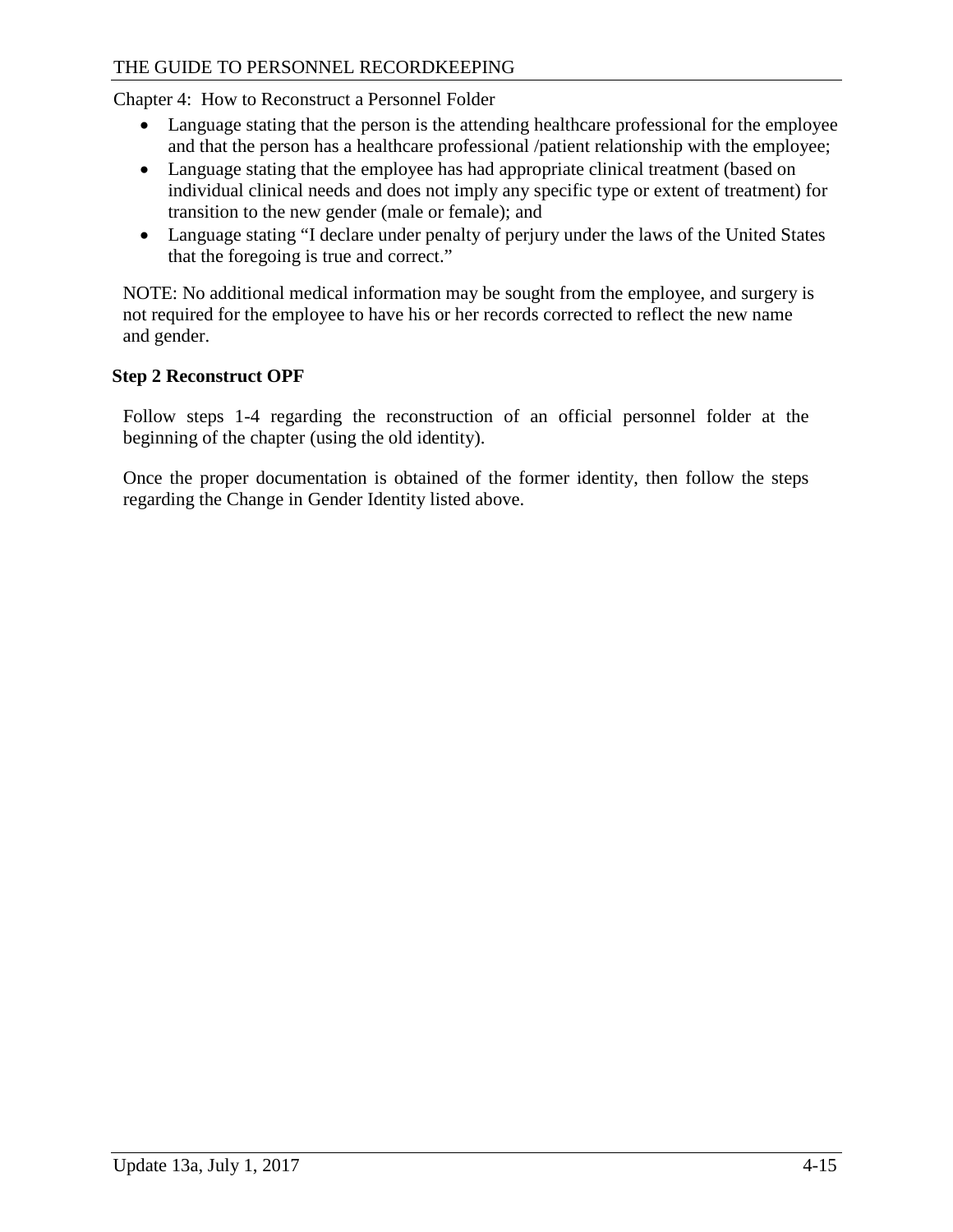- Language stating that the person is the attending healthcare professional for the employee and that the person has a healthcare professional /patient relationship with the employee;
- Language stating that the employee has had appropriate clinical treatment (based on individual clinical needs and does not imply any specific type or extent of treatment) for transition to the new gender (male or female); and
- Language stating "I declare under penalty of perjury under the laws of the United States that the foregoing is true and correct."

NOTE: No additional medical information may be sought from the employee, and surgery is not required for the employee to have his or her records corrected to reflect the new name and gender.

**Step 2 Reconstruct OPF**

Follow steps 1-4 regarding the reconstruction of an official personnel folder at the beginning of the chapter (using the old identity).

Once the proper documentation is obtained of the former identity, then follow the steps regarding the Change in Gender Identity listed above.